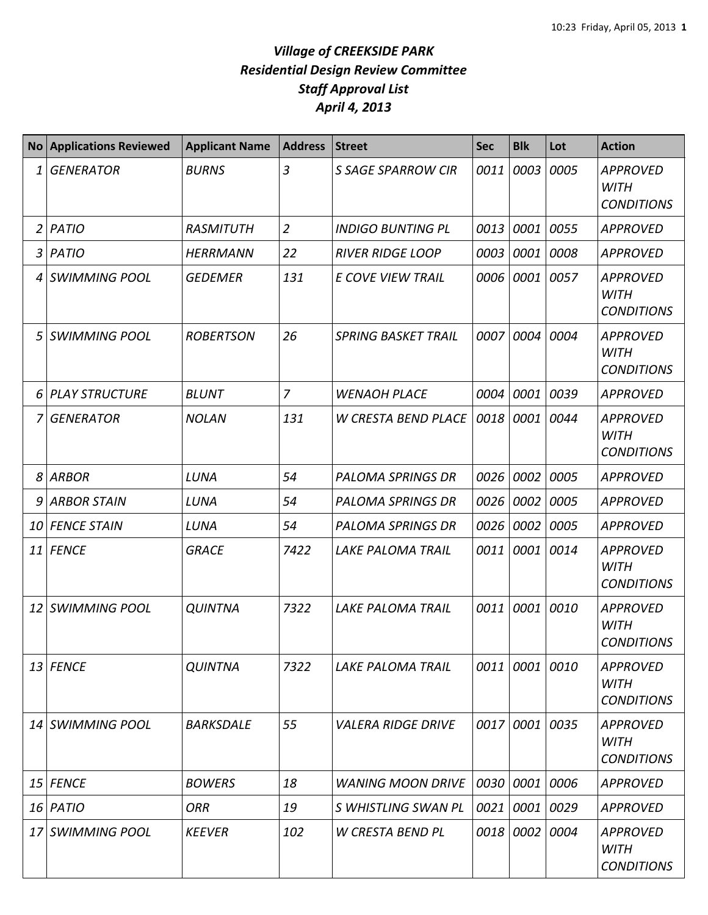# *Village of CREEKSIDE PARK*
## *Residential Design Review Committee*
## *Staff Approval List*
## *April 4, 2013*

| No | Applications Reviewed | Applicant Name | Address | Street | Sec | Blk | Lot | Action |
|---|---|---|---|---|---|---|---|---|
| *1* | *GENERATOR* | *BURNS* | *3* | *S SAGE SPARROW CIR* | *0011* | *0003* | *0005* | *APPROVED WITH CONDITIONS* |
| *2* | *PATIO* | *RASMITUTH* | *2* | *INDIGO BUNTING PL* | *0013* | *0001* | *0055* | *APPROVED* |
| *3* | *PATIO* | *HERRMANN* | *22* | *RIVER RIDGE LOOP* | *0003* | *0001* | *0008* | *APPROVED* |
| *4* | *SWIMMING POOL* | *GEDEMER* | *131* | *E COVE VIEW TRAIL* | *0006* | *0001* | *0057* | *APPROVED WITH CONDITIONS* |
| *5* | *SWIMMING POOL* | *ROBERTSON* | *26* | *SPRING BASKET TRAIL* | *0007* | *0004* | *0004* | *APPROVED WITH CONDITIONS* |
| *6* | *PLAY STRUCTURE* | *BLUNT* | *7* | *WENAOH PLACE* | *0004* | *0001* | *0039* | *APPROVED* |
| *7* | *GENERATOR* | *NOLAN* | *131* | *W CRESTA BEND PLACE* | *0018* | *0001* | *0044* | *APPROVED WITH CONDITIONS* |
| *8* | *ARBOR* | *LUNA* | *54* | *PALOMA SPRINGS DR* | *0026* | *0002* | *0005* | *APPROVED* |
| *9* | *ARBOR STAIN* | *LUNA* | *54* | *PALOMA SPRINGS DR* | *0026* | *0002* | *0005* | *APPROVED* |
| *10* | *FENCE STAIN* | *LUNA* | *54* | *PALOMA SPRINGS DR* | *0026* | *0002* | *0005* | *APPROVED* |
| *11* | *FENCE* | *GRACE* | *7422* | *LAKE PALOMA TRAIL* | *0011* | *0001* | *0014* | *APPROVED WITH CONDITIONS* |
| *12* | *SWIMMING POOL* | *QUINTNA* | *7322* | *LAKE PALOMA TRAIL* | *0011* | *0001* | *0010* | *APPROVED WITH CONDITIONS* |
| *13* | *FENCE* | *QUINTNA* | *7322* | *LAKE PALOMA TRAIL* | *0011* | *0001* | *0010* | *APPROVED WITH CONDITIONS* |
| *14* | *SWIMMING POOL* | *BARKSDALE* | *55* | *VALERA RIDGE DRIVE* | *0017* | *0001* | *0035* | *APPROVED WITH CONDITIONS* |
| *15* | *FENCE* | *BOWERS* | *18* | *WANING MOON DRIVE* | *0030* | *0001* | *0006* | *APPROVED* |
| *16* | *PATIO* | *ORR* | *19* | *S WHISTLING SWAN PL* | *0021* | *0001* | *0029* | *APPROVED* |
| *17* | *SWIMMING POOL* | *KEEVER* | *102* | *W CRESTA BEND PL* | *0018* | *0002* | *0004* | *APPROVED WITH CONDITIONS* |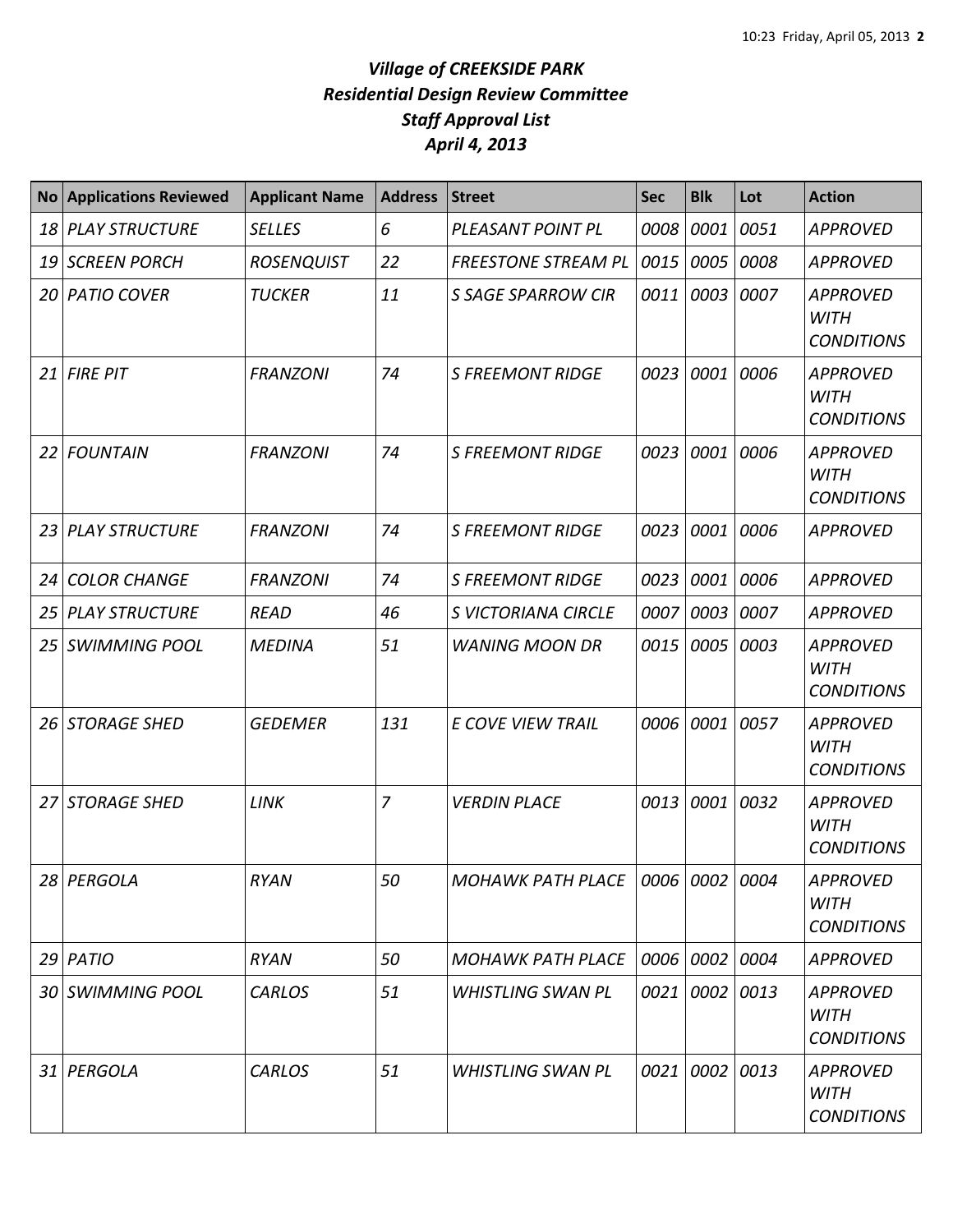# *Village of CREEKSIDE PARK*
## *Residential Design Review Committee*
## *Staff Approval List*
## *April 4, 2013*

| No | Applications Reviewed | Applicant Name | Address | Street | Sec | Blk | Lot | Action |
|---|---|---|---|---|---|---|---|---|
| *18* | *PLAY STRUCTURE* | *SELLES* | *6* | *PLEASANT POINT PL* | *0008* | *0001* | *0051* | *APPROVED* |
| *19* | *SCREEN PORCH* | *ROSENQUIST* | *22* | *FREESTONE STREAM PL* | *0015* | *0005* | *0008* | *APPROVED* |
| *20* | *PATIO COVER* | *TUCKER* | *11* | *S SAGE SPARROW CIR* | *0011* | *0003* | *0007* | *APPROVED WITH CONDITIONS* |
| *21* | *FIRE PIT* | *FRANZONI* | *74* | *S FREEMONT RIDGE* | *0023* | *0001* | *0006* | *APPROVED WITH CONDITIONS* |
| *22* | *FOUNTAIN* | *FRANZONI* | *74* | *S FREEMONT RIDGE* | *0023* | *0001* | *0006* | *APPROVED WITH CONDITIONS* |
| *23* | *PLAY STRUCTURE* | *FRANZONI* | *74* | *S FREEMONT RIDGE* | *0023* | *0001* | *0006* | *APPROVED* |
| *24* | *COLOR CHANGE* | *FRANZONI* | *74* | *S FREEMONT RIDGE* | *0023* | *0001* | *0006* | *APPROVED* |
| *25* | *PLAY STRUCTURE* | *READ* | *46* | *S VICTORIANA CIRCLE* | *0007* | *0003* | *0007* | *APPROVED* |
| *25* | *SWIMMING POOL* | *MEDINA* | *51* | *WANING MOON DR* | *0015* | *0005* | *0003* | *APPROVED WITH CONDITIONS* |
| *26* | *STORAGE SHED* | *GEDEMER* | *131* | *E COVE VIEW TRAIL* | *0006* | *0001* | *0057* | *APPROVED WITH CONDITIONS* |
| *27* | *STORAGE SHED* | *LINK* | *7* | *VERDIN PLACE* | *0013* | *0001* | *0032* | *APPROVED WITH CONDITIONS* |
| *28* | *PERGOLA* | *RYAN* | *50* | *MOHAWK PATH PLACE* | *0006* | *0002* | *0004* | *APPROVED WITH CONDITIONS* |
| *29* | *PATIO* | *RYAN* | *50* | *MOHAWK PATH PLACE* | *0006* | *0002* | *0004* | *APPROVED* |
| *30* | *SWIMMING POOL* | *CARLOS* | *51* | *WHISTLING SWAN PL* | *0021* | *0002* | *0013* | *APPROVED WITH CONDITIONS* |
| *31* | *PERGOLA* | *CARLOS* | *51* | *WHISTLING SWAN PL* | *0021* | *0002* | *0013* | *APPROVED WITH CONDITIONS* |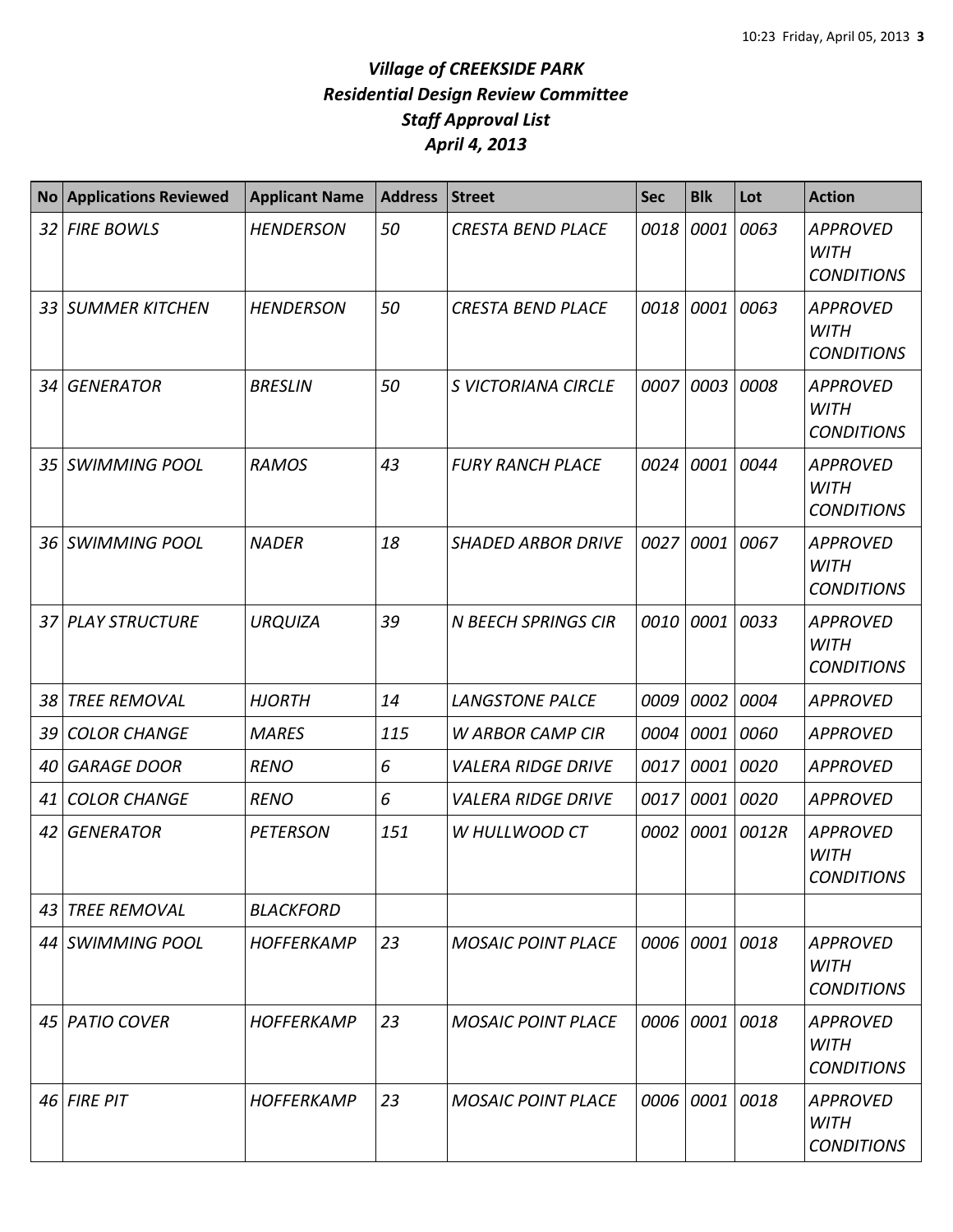# *Village of CREEKSIDE PARK*
# *Residential Design Review Committee*
# *Staff Approval List*
# *April 4, 2013*

| No | Applications Reviewed | Applicant Name | Address | Street | Sec | Blk | Lot | Action |
|---|---|---|---|---|---|---|---|---|
| *32* | *FIRE BOWLS* | *HENDERSON* | *50* | *CRESTA BEND PLACE* | *0018* | *0001* | *0063* | *APPROVED WITH CONDITIONS* |
| *33* | *SUMMER KITCHEN* | *HENDERSON* | *50* | *CRESTA BEND PLACE* | *0018* | *0001* | *0063* | *APPROVED WITH CONDITIONS* |
| *34* | *GENERATOR* | *BRESLIN* | *50* | *S VICTORIANA CIRCLE* | *0007* | *0003* | *0008* | *APPROVED WITH CONDITIONS* |
| *35* | *SWIMMING POOL* | *RAMOS* | *43* | *FURY RANCH PLACE* | *0024* | *0001* | *0044* | *APPROVED WITH CONDITIONS* |
| *36* | *SWIMMING POOL* | *NADER* | *18* | *SHADED ARBOR DRIVE* | *0027* | *0001* | *0067* | *APPROVED WITH CONDITIONS* |
| *37* | *PLAY STRUCTURE* | *URQUIZA* | *39* | *N BEECH SPRINGS CIR* | *0010* | *0001* | *0033* | *APPROVED WITH CONDITIONS* |
| *38* | *TREE REMOVAL* | *HJORTH* | *14* | *LANGSTONE PALCE* | *0009* | *0002* | *0004* | *APPROVED* |
| *39* | *COLOR CHANGE* | *MARES* | *115* | *W ARBOR CAMP CIR* | *0004* | *0001* | *0060* | *APPROVED* |
| *40* | *GARAGE DOOR* | *RENO* | *6* | *VALERA RIDGE DRIVE* | *0017* | *0001* | *0020* | *APPROVED* |
| *41* | *COLOR CHANGE* | *RENO* | *6* | *VALERA RIDGE DRIVE* | *0017* | *0001* | *0020* | *APPROVED* |
| *42* | *GENERATOR* | *PETERSON* | *151* | *W HULLWOOD CT* | *0002* | *0001* | *0012R* | *APPROVED WITH CONDITIONS* |
| *43* | *TREE REMOVAL* | *BLACKFORD* | | | | | | |
| *44* | *SWIMMING POOL* | *HOFFERKAMP* | *23* | *MOSAIC POINT PLACE* | *0006* | *0001* | *0018* | *APPROVED WITH CONDITIONS* |
| *45* | *PATIO COVER* | *HOFFERKAMP* | *23* | *MOSAIC POINT PLACE* | *0006* | *0001* | *0018* | *APPROVED WITH CONDITIONS* |
| *46* | *FIRE PIT* | *HOFFERKAMP* | *23* | *MOSAIC POINT PLACE* | *0006* | *0001* | *0018* | *APPROVED WITH CONDITIONS* |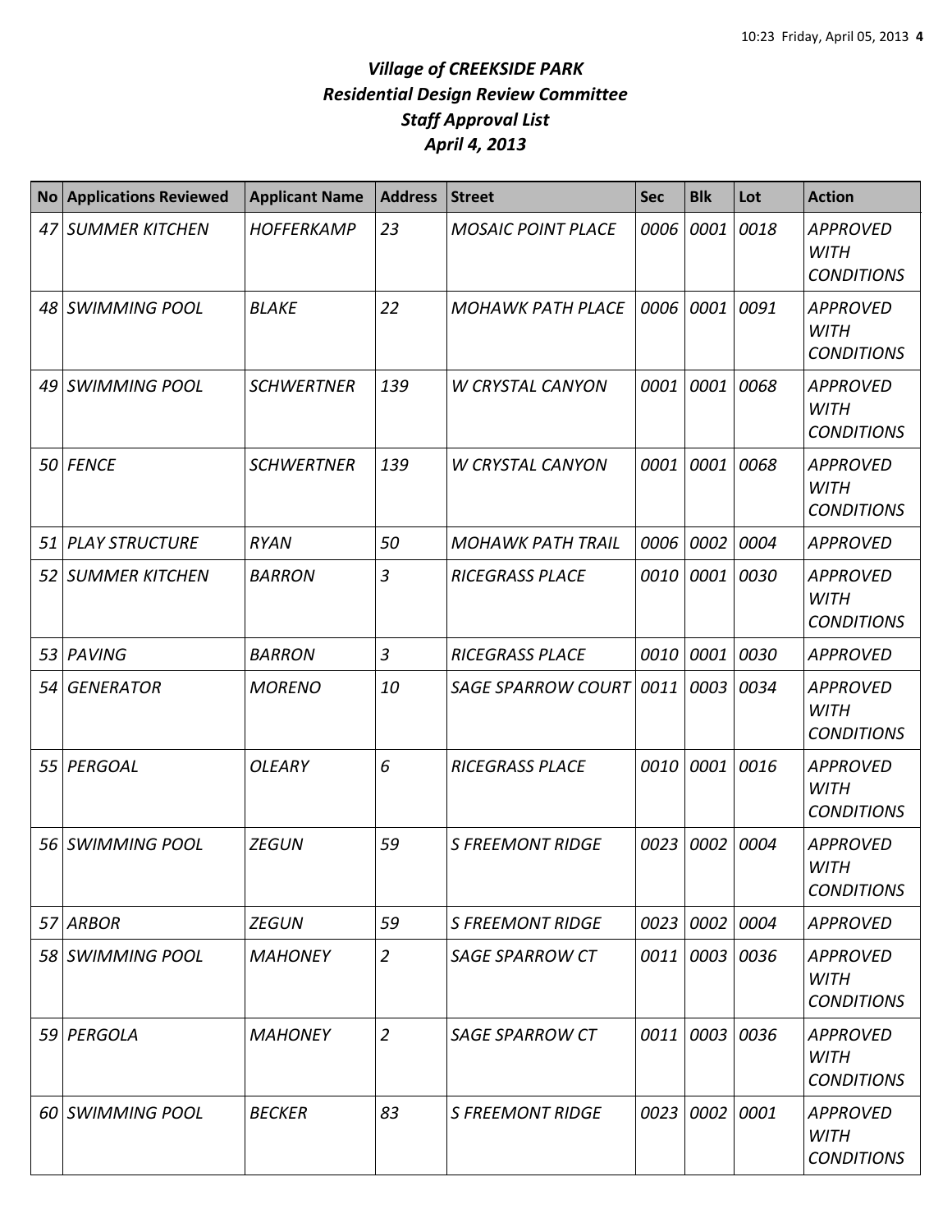# *Village of CREEKSIDE PARK*
## *Residential Design Review Committee*
## *Staff Approval List*
## *April 4, 2013*

| No | Applications Reviewed | Applicant Name | Address | Street | Sec | Blk | Lot | Action |
|---|---|---|---|---|---|---|---|---|
| *47* | *SUMMER KITCHEN* | *HOFFERKAMP* | *23* | *MOSAIC POINT PLACE* | *0006* | *0001* | *0018* | *APPROVED WITH CONDITIONS* |
| *48* | *SWIMMING POOL* | *BLAKE* | *22* | *MOHAWK PATH PLACE* | *0006* | *0001* | *0091* | *APPROVED WITH CONDITIONS* |
| *49* | *SWIMMING POOL* | *SCHWERTNER* | *139* | *W CRYSTAL CANYON* | *0001* | *0001* | *0068* | *APPROVED WITH CONDITIONS* |
| *50* | *FENCE* | *SCHWERTNER* | *139* | *W CRYSTAL CANYON* | *0001* | *0001* | *0068* | *APPROVED WITH CONDITIONS* |
| *51* | *PLAY STRUCTURE* | *RYAN* | *50* | *MOHAWK PATH TRAIL* | *0006* | *0002* | *0004* | *APPROVED* |
| *52* | *SUMMER KITCHEN* | *BARRON* | *3* | *RICEGRASS PLACE* | *0010* | *0001* | *0030* | *APPROVED WITH CONDITIONS* |
| *53* | *PAVING* | *BARRON* | *3* | *RICEGRASS PLACE* | *0010* | *0001* | *0030* | *APPROVED* |
| *54* | *GENERATOR* | *MORENO* | *10* | *SAGE SPARROW COURT* | *0011* | *0003* | *0034* | *APPROVED WITH CONDITIONS* |
| *55* | *PERGOAL* | *OLEARY* | *6* | *RICEGRASS PLACE* | *0010* | *0001* | *0016* | *APPROVED WITH CONDITIONS* |
| *56* | *SWIMMING POOL* | *ZEGUN* | *59* | *S FREEMONT RIDGE* | *0023* | *0002* | *0004* | *APPROVED WITH CONDITIONS* |
| *57* | *ARBOR* | *ZEGUN* | *59* | *S FREEMONT RIDGE* | *0023* | *0002* | *0004* | *APPROVED* |
| *58* | *SWIMMING POOL* | *MAHONEY* | *2* | *SAGE SPARROW CT* | *0011* | *0003* | *0036* | *APPROVED WITH CONDITIONS* |
| *59* | *PERGOLA* | *MAHONEY* | *2* | *SAGE SPARROW CT* | *0011* | *0003* | *0036* | *APPROVED WITH CONDITIONS* |
| *60* | *SWIMMING POOL* | *BECKER* | *83* | *S FREEMONT RIDGE* | *0023* | *0002* | *0001* | *APPROVED WITH CONDITIONS* |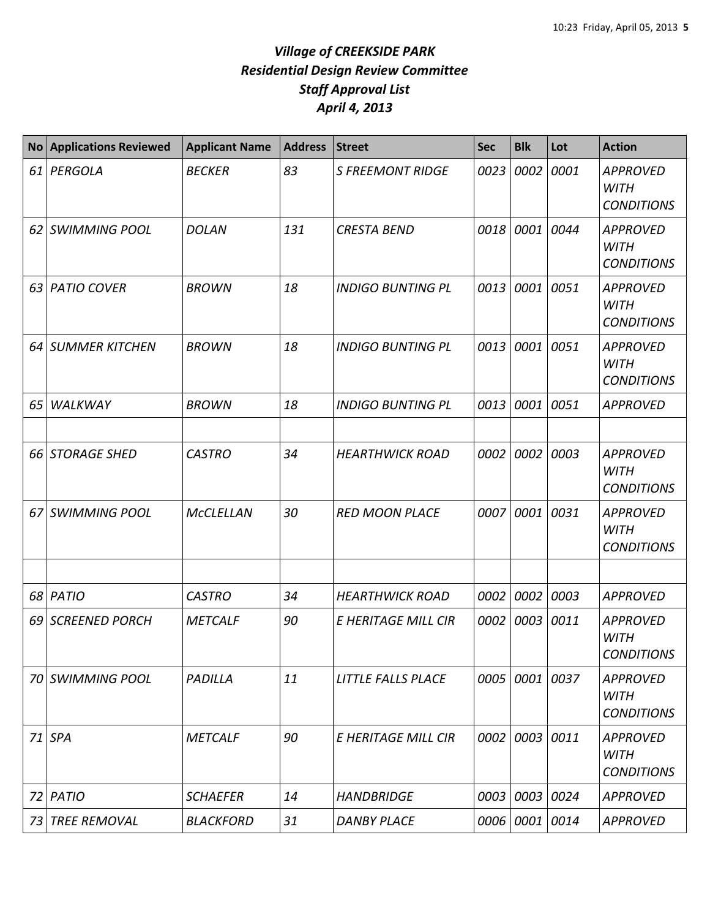# *Village of CREEKSIDE PARK*
## *Residential Design Review Committee*
## *Staff Approval List*
## *April 4, 2013*

| No | Applications Reviewed | Applicant Name | Address | Street | Sec | Blk | Lot | Action |
|---|---|---|---|---|---|---|---|---|
| 61 | PERGOLA | BECKER | 83 | S FREEMONT RIDGE | 0023 | 0002 | 0001 | APPROVED WITH CONDITIONS |
| 62 | SWIMMING POOL | DOLAN | 131 | CRESTA BEND | 0018 | 0001 | 0044 | APPROVED WITH CONDITIONS |
| 63 | PATIO COVER | BROWN | 18 | INDIGO BUNTING PL | 0013 | 0001 | 0051 | APPROVED WITH CONDITIONS |
| 64 | SUMMER KITCHEN | BROWN | 18 | INDIGO BUNTING PL | 0013 | 0001 | 0051 | APPROVED WITH CONDITIONS |
| 65 | WALKWAY | BROWN | 18 | INDIGO BUNTING PL | 0013 | 0001 | 0051 | APPROVED |
| | | | | | | | | |
| 66 | STORAGE SHED | CASTRO | 34 | HEARTHWICK ROAD | 0002 | 0002 | 0003 | APPROVED WITH CONDITIONS |
| 67 | SWIMMING POOL | McCLELLAN | 30 | RED MOON PLACE | 0007 | 0001 | 0031 | APPROVED WITH CONDITIONS |
| | | | | | | | | |
| 68 | PATIO | CASTRO | 34 | HEARTHWICK ROAD | 0002 | 0002 | 0003 | APPROVED |
| 69 | SCREENED PORCH | METCALF | 90 | E HERITAGE MILL CIR | 0002 | 0003 | 0011 | APPROVED WITH CONDITIONS |
| 70 | SWIMMING POOL | PADILLA | 11 | LITTLE FALLS PLACE | 0005 | 0001 | 0037 | APPROVED WITH CONDITIONS |
| 71 | SPA | METCALF | 90 | E HERITAGE MILL CIR | 0002 | 0003 | 0011 | APPROVED WITH CONDITIONS |
| 72 | PATIO | SCHAEFER | 14 | HANDBRIDGE | 0003 | 0003 | 0024 | APPROVED |
| 73 | TREE REMOVAL | BLACKFORD | 31 | DANBY PLACE | 0006 | 0001 | 0014 | APPROVED |